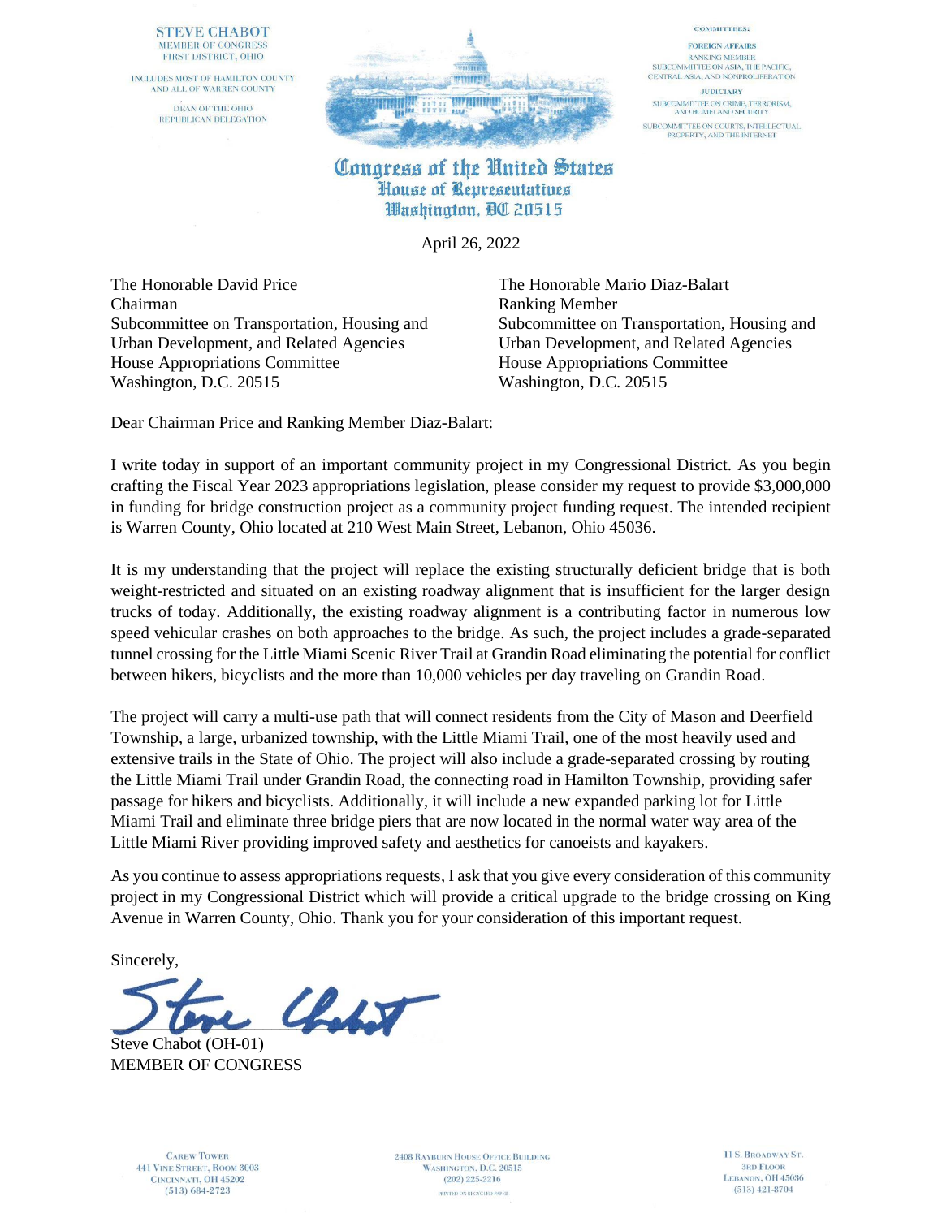STEVE CHABOT
MEMBER OF CONGRESS
FIRST DISTRICT, OHIO

INCLUDES MOST OF HAMILTON COUNTY
AND ALL OF WARREN COUNTY

DEAN OF THE OHIO
REPUBLICAN DELEGATION

COMMITTEES:

FOREIGN AFFAIRS
RANKING MEMBER
SUBCOMMITTEE ON ASIA, THE PACIFIC,
CENTRAL ASIA, AND NONPROLIFERATION

JUDICIARY
SUBCOMMITTEE ON CRIME, TERRORISM,
AND HOMELAND SECURITY

SUBCOMMITTEE ON COURTS, INTELLECTUAL
PROPERTY, AND THE INTERNET

**Congress of the United States**
**House of Representatives**
**Washington, DC 20515**

April 26, 2022

The Honorable David Price
Chairman
Subcommittee on Transportation, Housing and Urban Development, and Related Agencies
House Appropriations Committee
Washington, D.C. 20515

The Honorable Mario Diaz-Balart
Ranking Member
Subcommittee on Transportation, Housing and Urban Development, and Related Agencies
House Appropriations Committee
Washington, D.C. 20515

Dear Chairman Price and Ranking Member Diaz-Balart:

I write today in support of an important community project in my Congressional District. As you begin crafting the Fiscal Year 2023 appropriations legislation, please consider my request to provide $3,000,000 in funding for bridge construction project as a community project funding request. The intended recipient is Warren County, Ohio located at 210 West Main Street, Lebanon, Ohio 45036.

It is my understanding that the project will replace the existing structurally deficient bridge that is both weight-restricted and situated on an existing roadway alignment that is insufficient for the larger design trucks of today. Additionally, the existing roadway alignment is a contributing factor in numerous low speed vehicular crashes on both approaches to the bridge. As such, the project includes a grade-separated tunnel crossing for the Little Miami Scenic River Trail at Grandin Road eliminating the potential for conflict between hikers, bicyclists and the more than 10,000 vehicles per day traveling on Grandin Road.

The project will carry a multi-use path that will connect residents from the City of Mason and Deerfield Township, a large, urbanized township, with the Little Miami Trail, one of the most heavily used and extensive trails in the State of Ohio. The project will also include a grade-separated crossing by routing the Little Miami Trail under Grandin Road, the connecting road in Hamilton Township, providing safer passage for hikers and bicyclists. Additionally, it will include a new expanded parking lot for Little Miami Trail and eliminate three bridge piers that are now located in the normal water way area of the Little Miami River providing improved safety and aesthetics for canoeists and kayakers.

As you continue to assess appropriations requests, I ask that you give every consideration of this community project in my Congressional District which will provide a critical upgrade to the bridge crossing on King Avenue in Warren County, Ohio. Thank you for your consideration of this important request.

Sincerely,

Steve Chabot (OH-01)
MEMBER OF CONGRESS

CAREW TOWER
441 VINE STREET, ROOM 3003
CINCINNATI, OH 45202
(513) 684-2723

2408 RAYBURN HOUSE OFFICE BUILDING
WASHINGTON, D.C. 20515
(202) 225-2216

PRINTED ON RECYCLED PAPER

11 S. BROADWAY ST.
3RD FLOOR
LEBANON, OH 45036
(513) 421-8704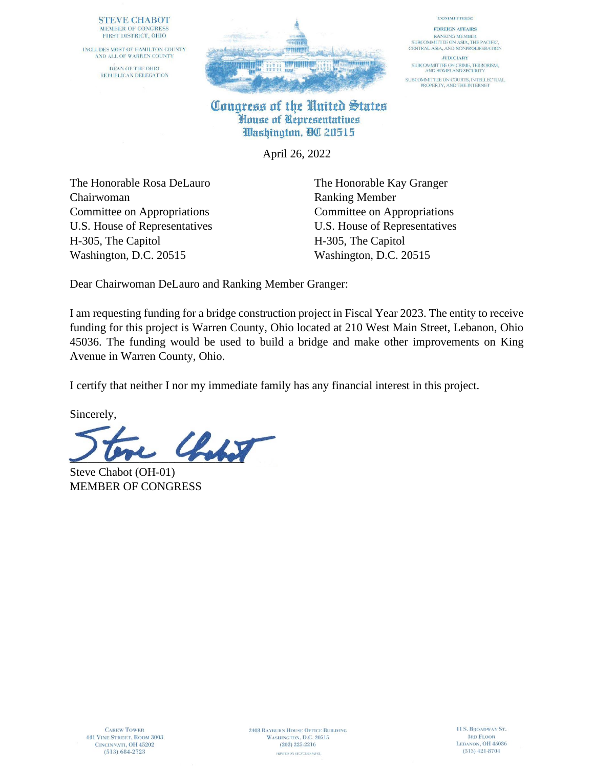STEVE CHABOT
MEMBER OF CONGRESS
FIRST DISTRICT, OHIO

INCLUDES MOST OF HAMILTON COUNTY
AND ALL OF WARREN COUNTY

DEAN OF THE OHIO
REPUBLICAN DELEGATION

COMMITTEES:

FOREIGN AFFAIRS
RANKING MEMBER
SUBCOMMITTEE ON ASIA, THE PACIFIC,
CENTRAL ASIA, AND NONPROLIFERATION

JUDICIARY
SUBCOMMITTEE ON CRIME, TERRORISM,
AND HOMELAND SECURITY
SUBCOMMITTEE ON COURTS, INTELLECTUAL
PROPERTY, AND THE INTERNET

**Congress of the United States**
**House of Representatives**
**Washington, DC 20515**

April 26, 2022

The Honorable Rosa DeLauro
Chairwoman
Committee on Appropriations
U.S. House of Representatives
H-305, The Capitol
Washington, D.C. 20515

The Honorable Kay Granger
Ranking Member
Committee on Appropriations
U.S. House of Representatives
H-305, The Capitol
Washington, D.C. 20515

Dear Chairwoman DeLauro and Ranking Member Granger:

I am requesting funding for a bridge construction project in Fiscal Year 2023. The entity to receive funding for this project is Warren County, Ohio located at 210 West Main Street, Lebanon, Ohio 45036. The funding would be used to build a bridge and make other improvements on King Avenue in Warren County, Ohio.

I certify that neither I nor my immediate family has any financial interest in this project.

Sincerely,

Steve Chabot

Steve Chabot (OH-01)
MEMBER OF CONGRESS

CAREW TOWER
441 VINE STREET, ROOM 3003
CINCINNATI, OH 45202
(513) 684-2723

2408 RAYBURN HOUSE OFFICE BUILDING
WASHINGTON, D.C. 20515
(202) 225-2216

PRINTED ON RECYCLED PAPER

11 S. BROADWAY ST.
3RD FLOOR
LEBANON, OH 45036
(513) 421-8704